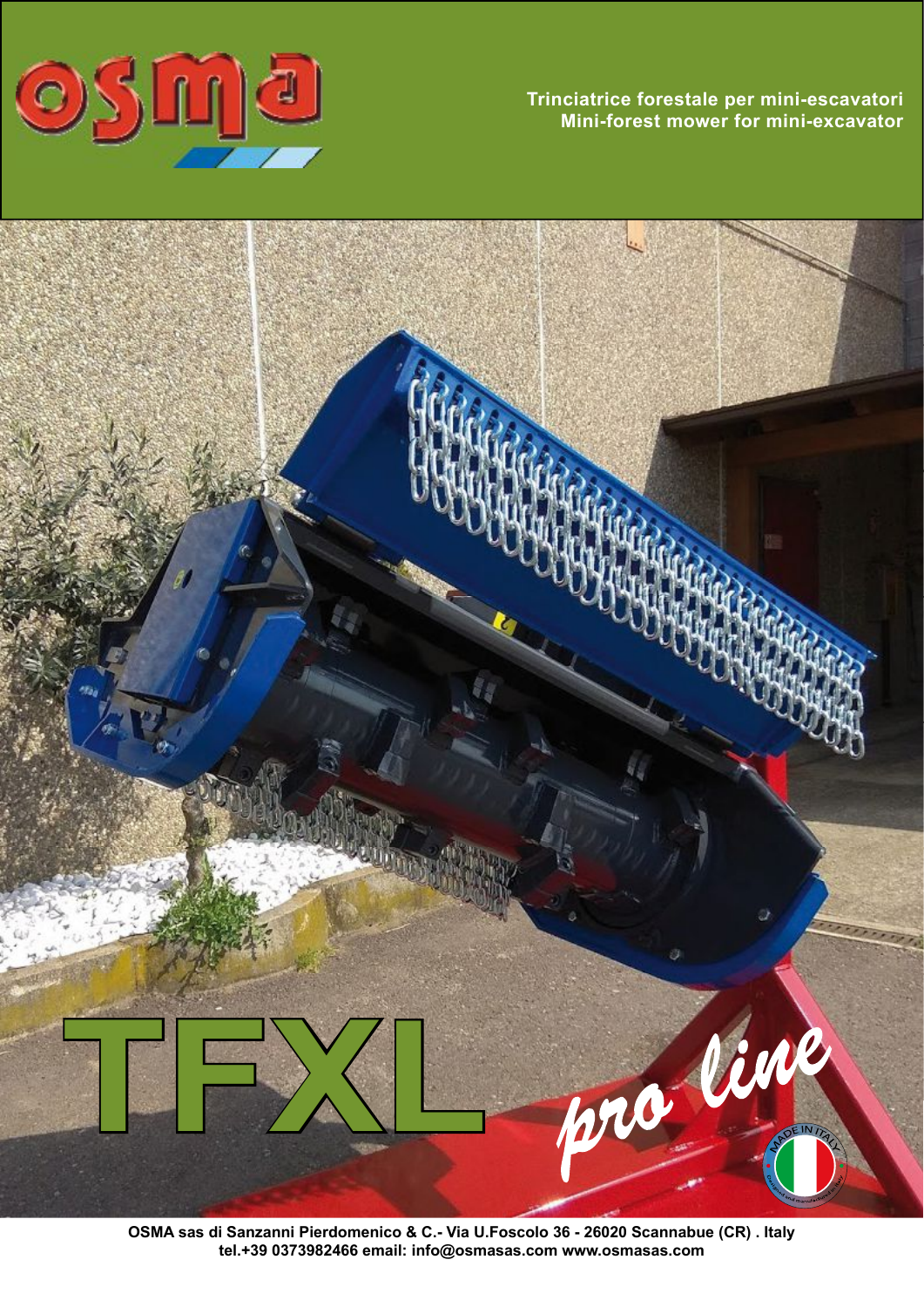# osma

**Trinciatrice forestale per mini-escavatori**
**Mini-forest mower for mini-excavator**

# TFXL

*pro line*

MADE IN ITALY

**OSMA sas di Sanzanni Pierdomenico & C.- Via U.Foscolo 36 - 26020 Scannabue (CR) . Italy**
**tel.+39 0373982466 email: info@osmasas.com www.osmasas.com**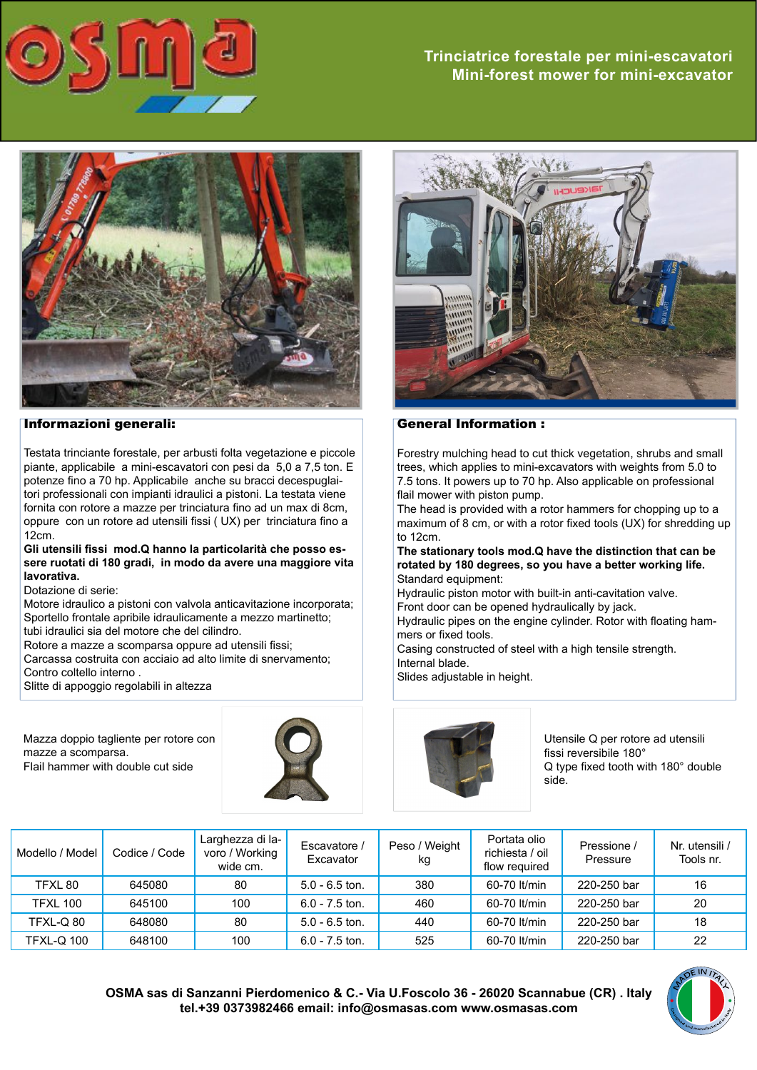# Trinciatrice forestale per mini-escavatori
# Mini-forest mower for mini-excavator

## Informazioni generali:

Testata trinciante forestale, per arbusti folta vegetazione e piccole piante, applicabile a mini-escavatori con pesi da 5,0 a 7,5 ton. E potenze fino a 70 hp. Applicabile anche su bracci decespugliatori professionali con impianti idraulici a pistoni. La testata viene fornita con rotore a mazze per trinciatura fino ad un max di 8cm, oppure con un rotore ad utensili fissi ( UX) per trinciatura fino a 12cm.

**Gli utensili fissi mod.Q hanno la particolarità che posso essere ruotati di 180 gradi, in modo da avere una maggiore vita lavorativa.**

Dotazione di serie:
Motore idraulico a pistoni con valvola anticavitazione incorporata;
Sportello frontale apribile idraulicamente a mezzo martinetto;
tubi idraulici sia del motore che del cilindro.
Rotore a mazze a scomparsa oppure ad utensili fissi;
Carcassa costruita con acciaio ad alto limite di snervamento;
Contro coltello interno .
Slitte di appoggio regolabili in altezza

## General Information :

Forestry mulching head to cut thick vegetation, shrubs and small trees, which applies to mini-excavators with weights from 5.0 to 7.5 tons. It powers up to 70 hp. Also applicable on professional flail mower with piston pump.
The head is provided with a rotor hammers for chopping up to a maximum of 8 cm, or with a rotor fixed tools (UX) for shredding up to 12cm.

**The stationary tools mod.Q have the distinction that can be rotated by 180 degrees, so you have a better working life.**

Standard equipment:
Hydraulic piston motor with built-in anti-cavitation valve.
Front door can be opened hydraulically by jack.
Hydraulic pipes on the engine cylinder. Rotor with floating hammers or fixed tools.
Casing constructed of steel with a high tensile strength.
Internal blade.
Slides adjustable in height.

Mazza doppio tagliente per rotore con mazze a scomparsa.
Flail hammer with double cut side

Utensile Q per rotore ad utensili fissi reversibile 180°
Q type fixed tooth with 180° double side.

| Modello / Model | Codice / Code | Larghezza di lavoro / Working wide cm. | Escavatore / Excavator | Peso / Weight kg | Portata olio richiesta / oil flow required | Pressione / Pressure | Nr. utensili / Tools nr. |
|---|---|---|---|---|---|---|---|
| TFXL 80 | 645080 | 80 | 5.0 - 6.5 ton. | 380 | 60-70 lt/min | 220-250 bar | 16 |
| TFXL 100 | 645100 | 100 | 6.0 - 7.5 ton. | 460 | 60-70 lt/min | 220-250 bar | 20 |
| TFXL-Q 80 | 648080 | 80 | 5.0 - 6.5 ton. | 440 | 60-70 lt/min | 220-250 bar | 18 |
| TFXL-Q 100 | 648100 | 100 | 6.0 - 7.5 ton. | 525 | 60-70 lt/min | 220-250 bar | 22 |

**OSMA sas di Sanzanni Pierdomenico & C.- Via U.Foscolo 36 - 26020 Scannabue (CR) . Italy**
**tel.+39 0373982466 email: info@osmasas.com www.osmasas.com**